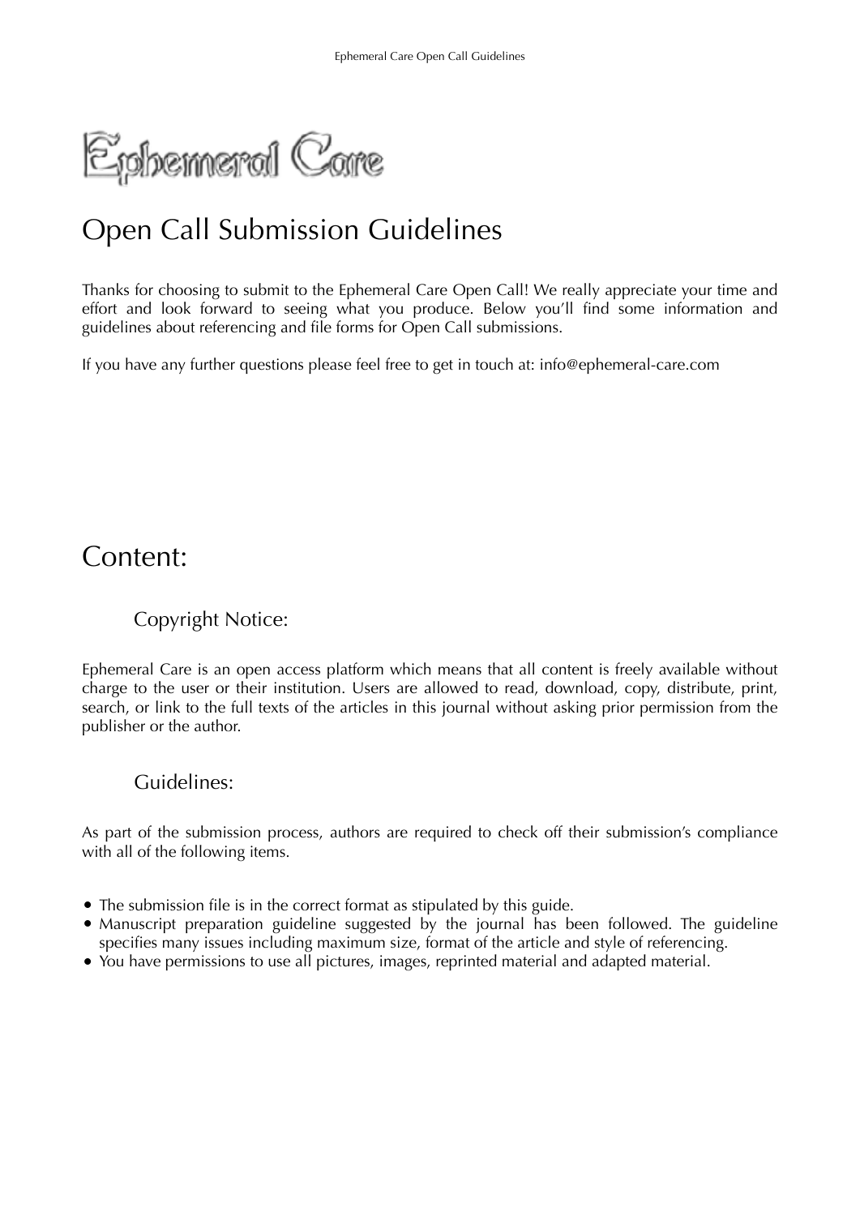# Ephemeral Care

## Open Call Submission Guidelines

Thanks for choosing to submit to the Ephemeral Care Open Call! We really appreciate your time and effort and look forward to seeing what you produce. Below you'll find some information and guidelines about referencing and file forms for Open Call submissions.

If you have any further questions please feel free to get in touch at: info@ephemeral-care.com

## Content:

### Copyright Notice:

Ephemeral Care is an open access platform which means that all content is freely available without charge to the user or their institution. Users are allowed to read, download, copy, distribute, print, search, or link to the full texts of the articles in this journal without asking prior permission from the publisher or the author.

### Guidelines:

As part of the submission process, authors are required to check off their submission's compliance with all of the following items.

- The submission file is in the correct format as stipulated by this guide.
- Manuscript preparation guideline suggested by the journal has been followed. The guideline specifies many issues including maximum size, format of the article and style of referencing.
- You have permissions to use all pictures, images, reprinted material and adapted material.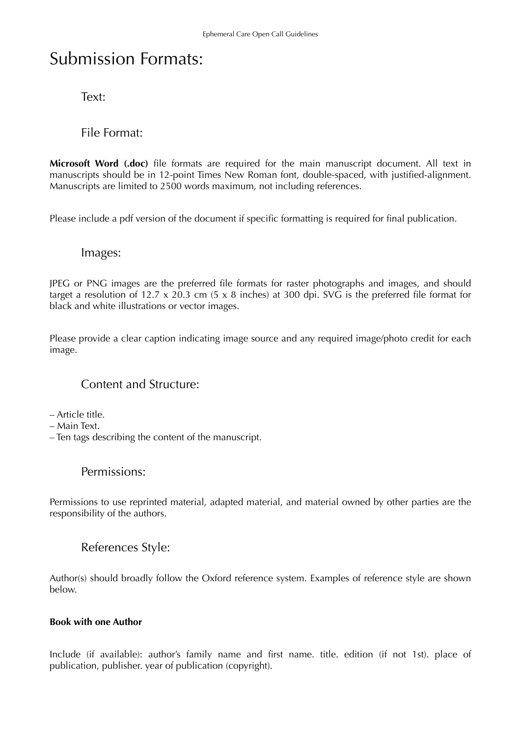# Submission Formats:

## Text:

## File Format:

**Microsoft Word (.doc)** file formats are required for the main manuscript document. All text in manuscripts should be in 12-point Times New Roman font, double-spaced, with justified-alignment. Manuscripts are limited to 2500 words maximum, not including references.

Please include a pdf version of the document if specific formatting is required for final publication.

## Images:

JPEG or PNG images are the preferred file formats for raster photographs and images, and should target a resolution of 12.7 x 20.3 cm (5 x 8 inches) at 300 dpi. SVG is the preferred file format for black and white illustrations or vector images.

Please provide a clear caption indicating image source and any required image/photo credit for each image.

## Content and Structure:

– Article title.
– Main Text.
– Ten tags describing the content of the manuscript.

## Permissions:

Permissions to use reprinted material, adapted material, and material owned by other parties are the responsibility of the authors.

## References Style:

Author(s) should broadly follow the Oxford reference system. Examples of reference style are shown below.

**Book with one Author**

Include (if available): author's family name and first name. title. edition (if not 1st). place of publication, publisher. year of publication (copyright).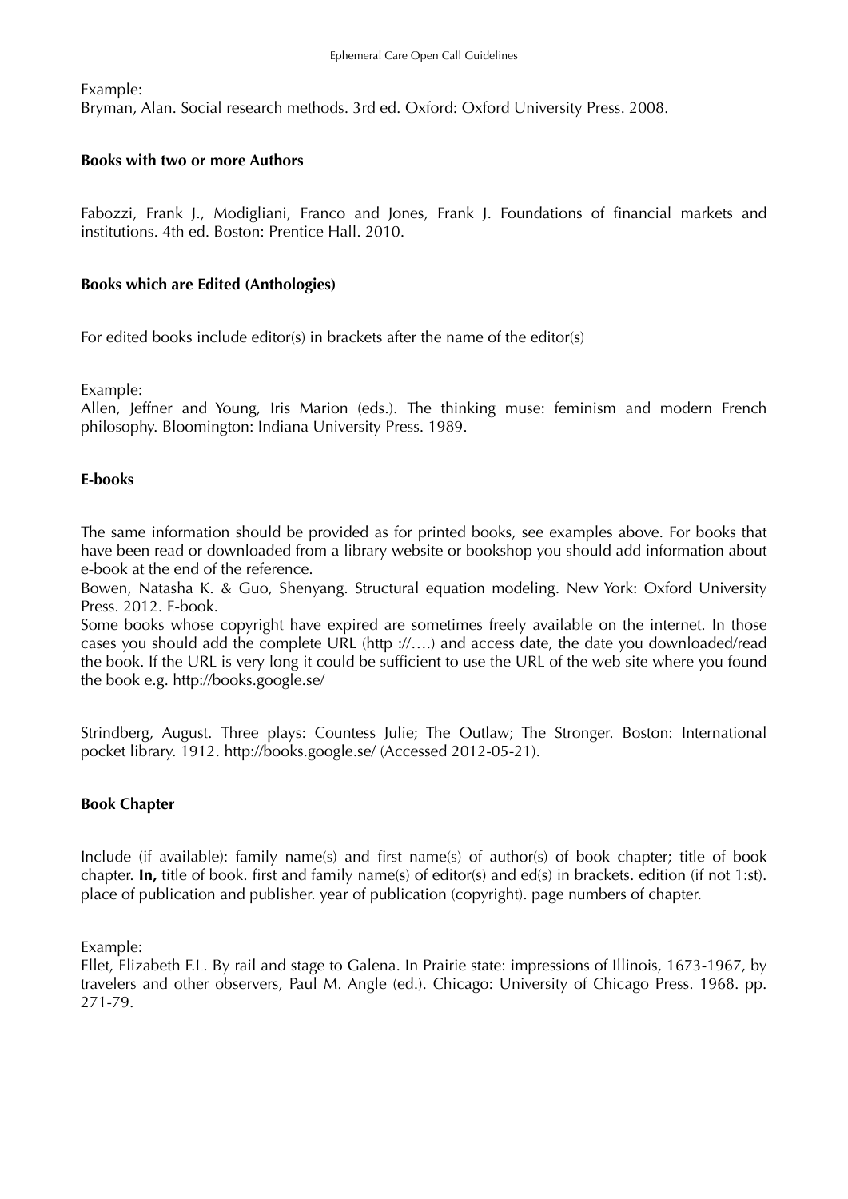Example:
Bryman, Alan. Social research methods. 3rd ed. Oxford: Oxford University Press. 2008.

**Books with two or more Authors**

Fabozzi, Frank J., Modigliani, Franco and Jones, Frank J. Foundations of financial markets and institutions. 4th ed. Boston: Prentice Hall. 2010.

**Books which are Edited (Anthologies)**

For edited books include editor(s) in brackets after the name of the editor(s)

Example:
Allen, Jeffner and Young, Iris Marion (eds.). The thinking muse: feminism and modern French philosophy. Bloomington: Indiana University Press. 1989.

**E-books**

The same information should be provided as for printed books, see examples above. For books that have been read or downloaded from a library website or bookshop you should add information about e-book at the end of the reference.
Bowen, Natasha K. & Guo, Shenyang. Structural equation modeling. New York: Oxford University Press. 2012. E-book.
Some books whose copyright have expired are sometimes freely available on the internet. In those cases you should add the complete URL (http ://….) and access date, the date you downloaded/read the book. If the URL is very long it could be sufficient to use the URL of the web site where you found the book e.g. http://books.google.se/

Strindberg, August. Three plays: Countess Julie; The Outlaw; The Stronger. Boston: International pocket library. 1912. http://books.google.se/ (Accessed 2012-05-21).

**Book Chapter**

Include (if available): family name(s) and first name(s) of author(s) of book chapter; title of book chapter. **In,** title of book. first and family name(s) of editor(s) and ed(s) in brackets. edition (if not 1:st). place of publication and publisher. year of publication (copyright). page numbers of chapter.

Example:
Ellet, Elizabeth F.L. By rail and stage to Galena. In Prairie state: impressions of Illinois, 1673-1967, by travelers and other observers, Paul M. Angle (ed.). Chicago: University of Chicago Press. 1968. pp. 271-79.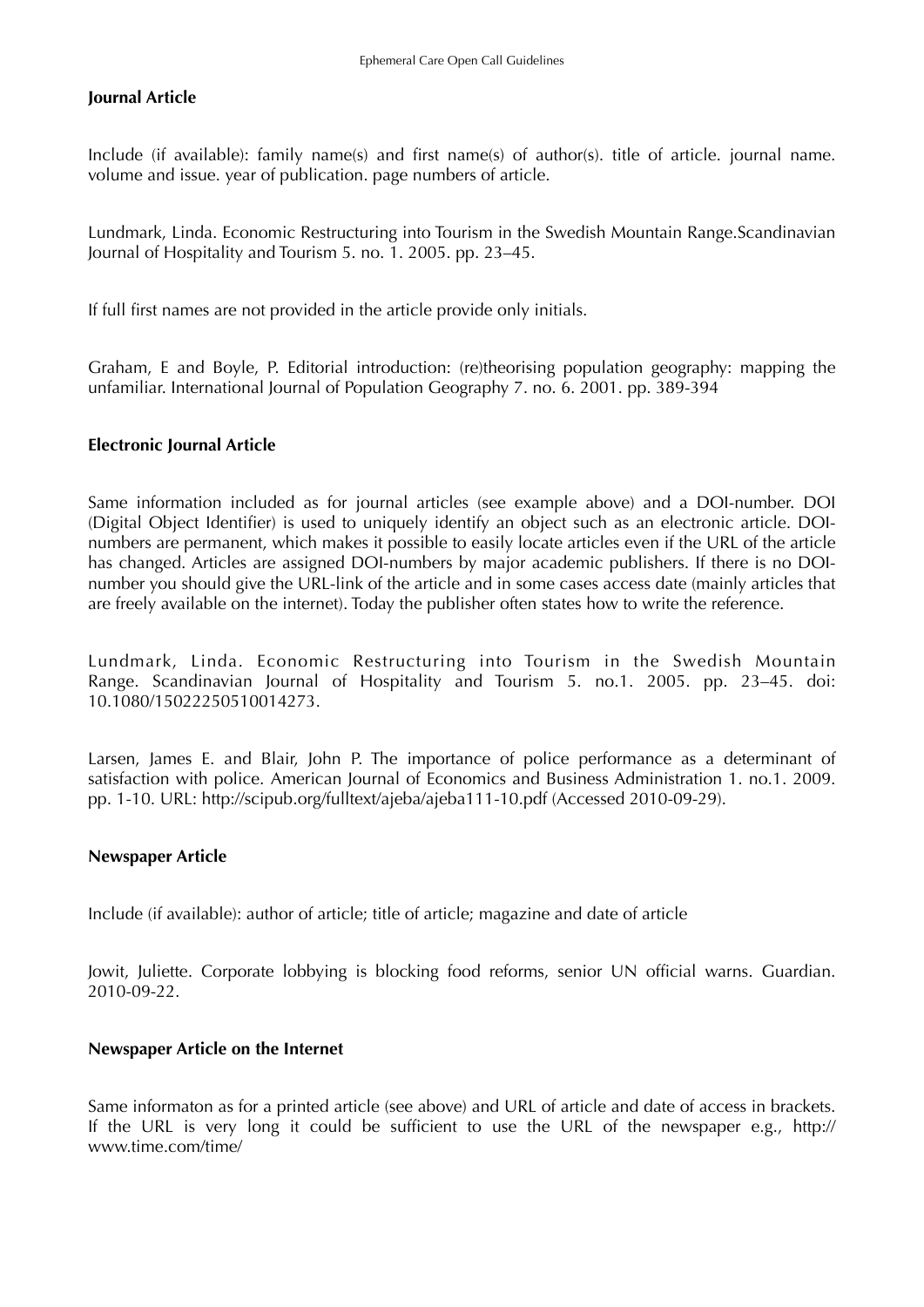**Journal Article**

Include (if available): family name(s) and first name(s) of author(s). title of article. journal name. volume and issue. year of publication. page numbers of article.

Lundmark, Linda. Economic Restructuring into Tourism in the Swedish Mountain Range.Scandinavian Journal of Hospitality and Tourism 5. no. 1. 2005. pp. 23–45.

If full first names are not provided in the article provide only initials.

Graham, E and Boyle, P. Editorial introduction: (re)theorising population geography: mapping the unfamiliar. International Journal of Population Geography 7. no. 6. 2001. pp. 389-394

**Electronic Journal Article**

Same information included as for journal articles (see example above) and a DOI-number. DOI (Digital Object Identifier) is used to uniquely identify an object such as an electronic article. DOI-numbers are permanent, which makes it possible to easily locate articles even if the URL of the article has changed. Articles are assigned DOI-numbers by major academic publishers. If there is no DOI-number you should give the URL-link of the article and in some cases access date (mainly articles that are freely available on the internet). Today the publisher often states how to write the reference.

Lundmark, Linda. Economic Restructuring into Tourism in the Swedish Mountain Range. Scandinavian Journal of Hospitality and Tourism 5. no.1. 2005. pp. 23–45. doi: 10.1080/15022250510014273.

Larsen, James E. and Blair, John P. The importance of police performance as a determinant of satisfaction with police. American Journal of Economics and Business Administration 1. no.1. 2009. pp. 1-10. URL: http://scipub.org/fulltext/ajeba/ajeba111-10.pdf (Accessed 2010-09-29).

**Newspaper Article**

Include (if available): author of article; title of article; magazine and date of article

Jowit, Juliette. Corporate lobbying is blocking food reforms, senior UN official warns. Guardian. 2010-09-22.

**Newspaper Article on the Internet**

Same informaton as for a printed article (see above) and URL of article and date of access in brackets. If the URL is very long it could be sufficient to use the URL of the newspaper e.g., http://www.time.com/time/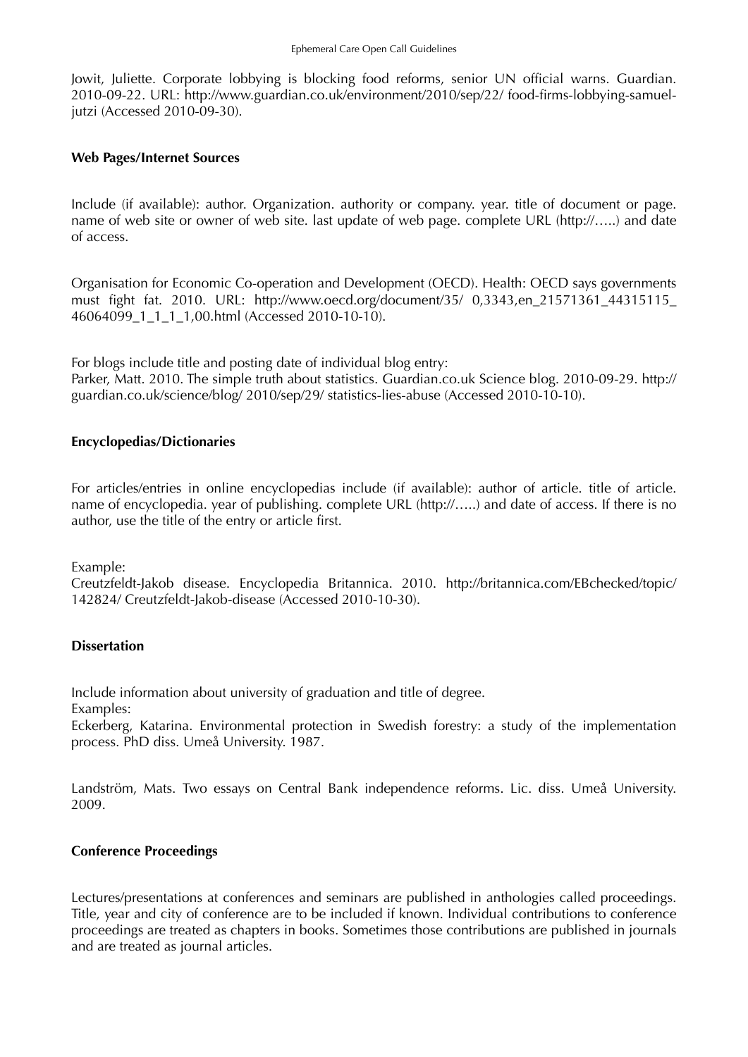Jowit, Juliette. Corporate lobbying is blocking food reforms, senior UN official warns. Guardian. 2010-09-22. URL: http://www.guardian.co.uk/environment/2010/sep/22/ food-firms-lobbying-samuel-jutzi (Accessed 2010-09-30).

**Web Pages/Internet Sources**

Include (if available): author. Organization. authority or company. year. title of document or page. name of web site or owner of web site. last update of web page. complete URL (http://…..) and date of access.

Organisation for Economic Co-operation and Development (OECD). Health: OECD says governments must fight fat. 2010. URL: http://www.oecd.org/document/35/ 0,3343,en_21571361_44315115_ 46064099_1_1_1_1,00.html (Accessed 2010-10-10).

For blogs include title and posting date of individual blog entry:
Parker, Matt. 2010. The simple truth about statistics. Guardian.co.uk Science blog. 2010-09-29. http:// guardian.co.uk/science/blog/ 2010/sep/29/ statistics-lies-abuse (Accessed 2010-10-10).

**Encyclopedias/Dictionaries**

For articles/entries in online encyclopedias include (if available): author of article. title of article. name of encyclopedia. year of publishing. complete URL (http://…..) and date of access. If there is no author, use the title of the entry or article first.

Example:
Creutzfeldt-Jakob disease. Encyclopedia Britannica. 2010. http://britannica.com/EBchecked/topic/ 142824/ Creutzfeldt-Jakob-disease (Accessed 2010-10-30).

**Dissertation**

Include information about university of graduation and title of degree.
Examples:
Eckerberg, Katarina. Environmental protection in Swedish forestry: a study of the implementation process. PhD diss. Umeå University. 1987.

Landström, Mats. Two essays on Central Bank independence reforms. Lic. diss. Umeå University. 2009.

**Conference Proceedings**

Lectures/presentations at conferences and seminars are published in anthologies called proceedings. Title, year and city of conference are to be included if known. Individual contributions to conference proceedings are treated as chapters in books. Sometimes those contributions are published in journals and are treated as journal articles.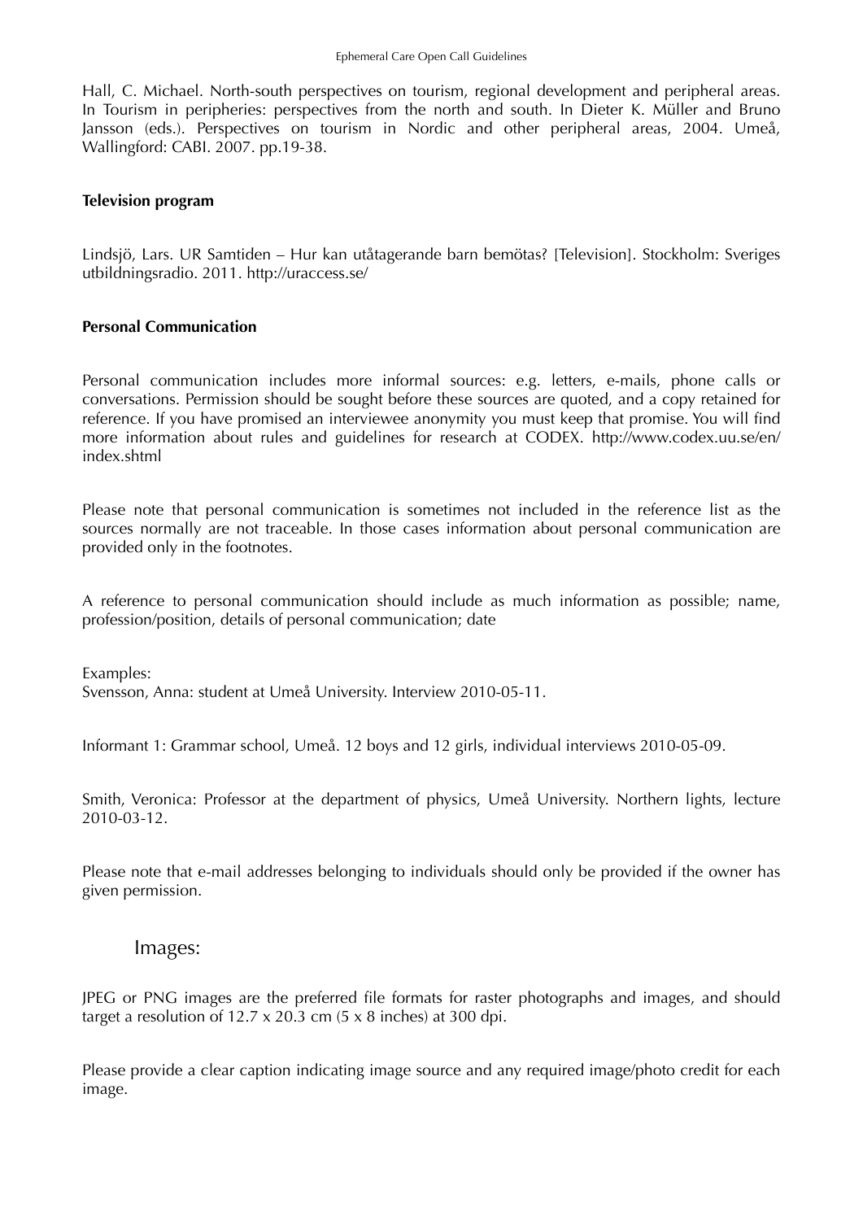Hall, C. Michael. North-south perspectives on tourism, regional development and peripheral areas. In Tourism in peripheries: perspectives from the north and south. In Dieter K. Müller and Bruno Jansson (eds.). Perspectives on tourism in Nordic and other peripheral areas, 2004. Umeå, Wallingford: CABI. 2007. pp.19-38.

**Television program**

Lindsjö, Lars. UR Samtiden – Hur kan utåtagerande barn bemötas? [Television]. Stockholm: Sveriges utbildningsradio. 2011. http://uraccess.se/

**Personal Communication**

Personal communication includes more informal sources: e.g. letters, e-mails, phone calls or conversations. Permission should be sought before these sources are quoted, and a copy retained for reference. If you have promised an interviewee anonymity you must keep that promise. You will find more information about rules and guidelines for research at CODEX. http://www.codex.uu.se/en/index.shtml

Please note that personal communication is sometimes not included in the reference list as the sources normally are not traceable. In those cases information about personal communication are provided only in the footnotes.

A reference to personal communication should include as much information as possible; name, profession/position, details of personal communication; date

Examples:
Svensson, Anna: student at Umeå University. Interview 2010-05-11.

Informant 1: Grammar school, Umeå. 12 boys and 12 girls, individual interviews 2010-05-09.

Smith, Veronica: Professor at the department of physics, Umeå University. Northern lights, lecture 2010-03-12.

Please note that e-mail addresses belonging to individuals should only be provided if the owner has given permission.

## Images:

JPEG or PNG images are the preferred file formats for raster photographs and images, and should target a resolution of 12.7 x 20.3 cm (5 x 8 inches) at 300 dpi.

Please provide a clear caption indicating image source and any required image/photo credit for each image.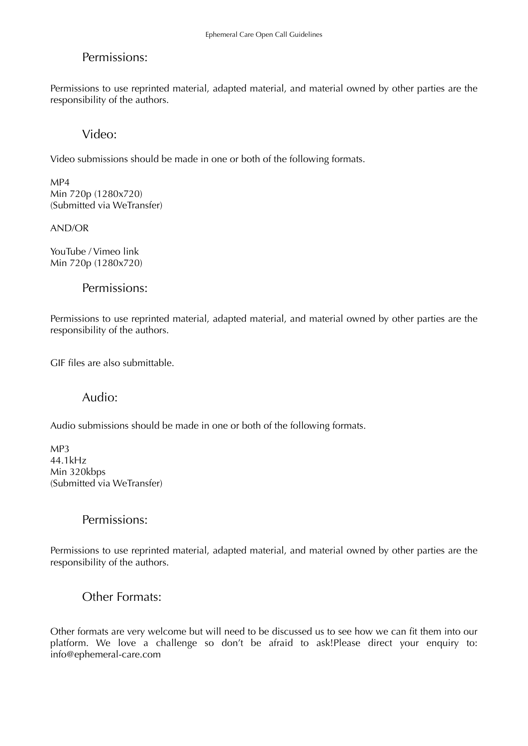## Permissions:

Permissions to use reprinted material, adapted material, and material owned by other parties are the responsibility of the authors.

## Video:

Video submissions should be made in one or both of the following formats.

MP4
Min 720p (1280x720)
(Submitted via WeTransfer)

AND/OR

YouTube / Vimeo link
Min 720p (1280x720)

## Permissions:

Permissions to use reprinted material, adapted material, and material owned by other parties are the responsibility of the authors.

GIF files are also submittable.

## Audio:

Audio submissions should be made in one or both of the following formats.

MP3
44.1kHz
Min 320kbps
(Submitted via WeTransfer)

## Permissions:

Permissions to use reprinted material, adapted material, and material owned by other parties are the responsibility of the authors.

## Other Formats:

Other formats are very welcome but will need to be discussed us to see how we can fit them into our platform. We love a challenge so don't be afraid to ask!Please direct your enquiry to: info@ephemeral-care.com